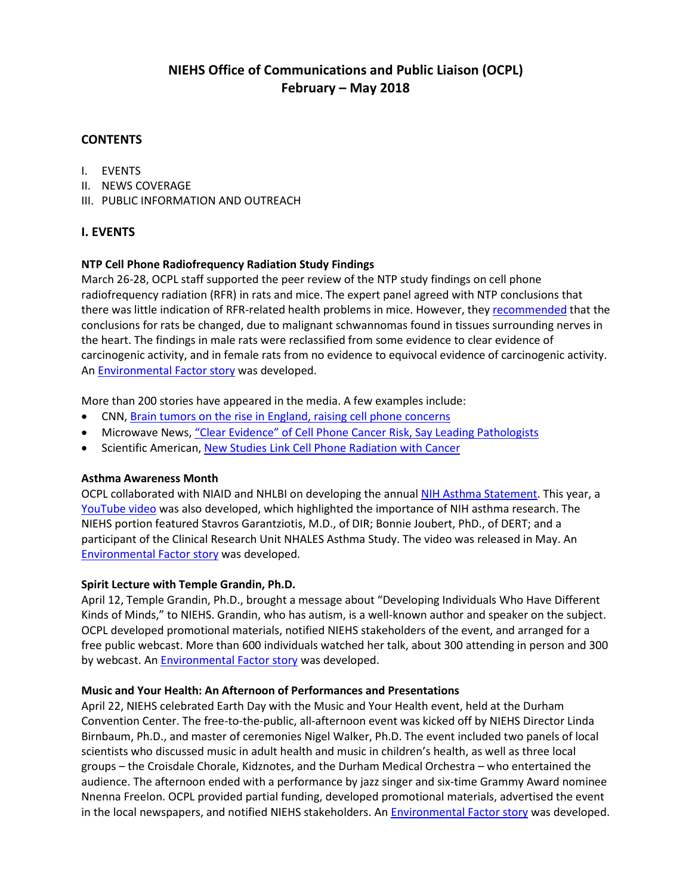# NIEHS Office of Communications and Public Liaison (OCPL)
# February – May 2018

## CONTENTS

I. EVENTS
II. NEWS COVERAGE
III. PUBLIC INFORMATION AND OUTREACH

## I. EVENTS

### NTP Cell Phone Radiofrequency Radiation Study Findings

March 26-28, OCPL staff supported the peer review of the NTP study findings on cell phone radiofrequency radiation (RFR) in rats and mice. The expert panel agreed with NTP conclusions that there was little indication of RFR-related health problems in mice. However, they recommended that the conclusions for rats be changed, due to malignant schwannomas found in tissues surrounding nerves in the heart. The findings in male rats were reclassified from some evidence to clear evidence of carcinogenic activity, and in female rats from no evidence to equivocal evidence of carcinogenic activity. An Environmental Factor story was developed.

More than 200 stories have appeared in the media. A few examples include:

- CNN, Brain tumors on the rise in England, raising cell phone concerns
- Microwave News, "Clear Evidence" of Cell Phone Cancer Risk, Say Leading Pathologists
- Scientific American, New Studies Link Cell Phone Radiation with Cancer

### Asthma Awareness Month

OCPL collaborated with NIAID and NHLBI on developing the annual NIH Asthma Statement. This year, a YouTube video was also developed, which highlighted the importance of NIH asthma research. The NIEHS portion featured Stavros Garantziotis, M.D., of DIR; Bonnie Joubert, PhD., of DERT; and a participant of the Clinical Research Unit NHALES Asthma Study. The video was released in May. An Environmental Factor story was developed.

### Spirit Lecture with Temple Grandin, Ph.D.

April 12, Temple Grandin, Ph.D., brought a message about "Developing Individuals Who Have Different Kinds of Minds," to NIEHS. Grandin, who has autism, is a well-known author and speaker on the subject. OCPL developed promotional materials, notified NIEHS stakeholders of the event, and arranged for a free public webcast. More than 600 individuals watched her talk, about 300 attending in person and 300 by webcast. An Environmental Factor story was developed.

### Music and Your Health: An Afternoon of Performances and Presentations

April 22, NIEHS celebrated Earth Day with the Music and Your Health event, held at the Durham Convention Center. The free-to-the-public, all-afternoon event was kicked off by NIEHS Director Linda Birnbaum, Ph.D., and master of ceremonies Nigel Walker, Ph.D. The event included two panels of local scientists who discussed music in adult health and music in children's health, as well as three local groups – the Croisdale Chorale, Kidznotes, and the Durham Medical Orchestra – who entertained the audience. The afternoon ended with a performance by jazz singer and six-time Grammy Award nominee Nnenna Freelon. OCPL provided partial funding, developed promotional materials, advertised the event in the local newspapers, and notified NIEHS stakeholders. An Environmental Factor story was developed.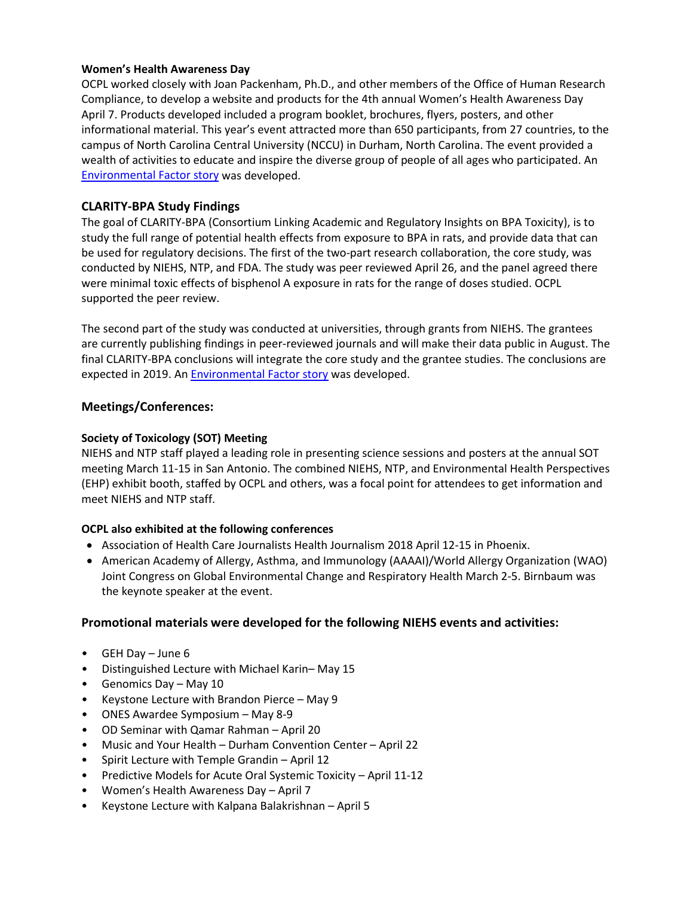**Women's Health Awareness Day**

OCPL worked closely with Joan Packenham, Ph.D., and other members of the Office of Human Research Compliance, to develop a website and products for the 4th annual Women's Health Awareness Day April 7. Products developed included a program booklet, brochures, flyers, posters, and other informational material. This year's event attracted more than 650 participants, from 27 countries, to the campus of North Carolina Central University (NCCU) in Durham, North Carolina. The event provided a wealth of activities to educate and inspire the diverse group of people of all ages who participated. An Environmental Factor story was developed.

### CLARITY-BPA Study Findings

The goal of CLARITY-BPA (Consortium Linking Academic and Regulatory Insights on BPA Toxicity), is to study the full range of potential health effects from exposure to BPA in rats, and provide data that can be used for regulatory decisions. The first of the two-part research collaboration, the core study, was conducted by NIEHS, NTP, and FDA. The study was peer reviewed April 26, and the panel agreed there were minimal toxic effects of bisphenol A exposure in rats for the range of doses studied. OCPL supported the peer review.

The second part of the study was conducted at universities, through grants from NIEHS. The grantees are currently publishing findings in peer-reviewed journals and will make their data public in August. The final CLARITY-BPA conclusions will integrate the core study and the grantee studies. The conclusions are expected in 2019. An Environmental Factor story was developed.

### Meetings/Conferences:

**Society of Toxicology (SOT) Meeting**

NIEHS and NTP staff played a leading role in presenting science sessions and posters at the annual SOT meeting March 11-15 in San Antonio. The combined NIEHS, NTP, and Environmental Health Perspectives (EHP) exhibit booth, staffed by OCPL and others, was a focal point for attendees to get information and meet NIEHS and NTP staff.

**OCPL also exhibited at the following conferences**

- Association of Health Care Journalists Health Journalism 2018 April 12-15 in Phoenix.
- American Academy of Allergy, Asthma, and Immunology (AAAAI)/World Allergy Organization (WAO) Joint Congress on Global Environmental Change and Respiratory Health March 2-5. Birnbaum was the keynote speaker at the event.

### Promotional materials were developed for the following NIEHS events and activities:

- GEH Day – June 6
- Distinguished Lecture with Michael Karin– May 15
- Genomics Day – May 10
- Keystone Lecture with Brandon Pierce – May 9
- ONES Awardee Symposium – May 8-9
- OD Seminar with Qamar Rahman – April 20
- Music and Your Health – Durham Convention Center – April 22
- Spirit Lecture with Temple Grandin – April 12
- Predictive Models for Acute Oral Systemic Toxicity – April 11-12
- Women's Health Awareness Day – April 7
- Keystone Lecture with Kalpana Balakrishnan – April 5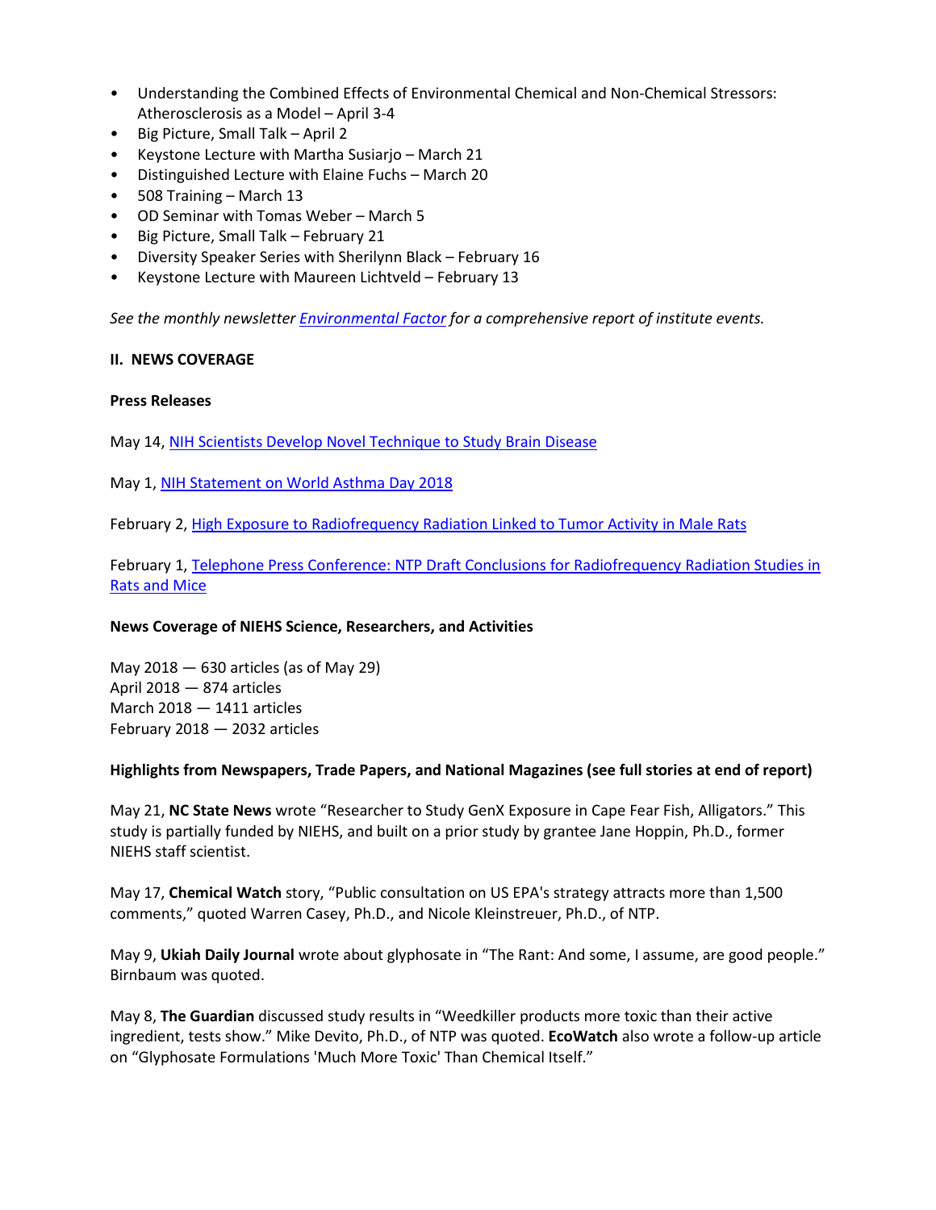- Understanding the Combined Effects of Environmental Chemical and Non-Chemical Stressors: Atherosclerosis as a Model – April 3-4
- Big Picture, Small Talk – April 2
- Keystone Lecture with Martha Susiarjo – March 21
- Distinguished Lecture with Elaine Fuchs – March 20
- 508 Training – March 13
- OD Seminar with Tomas Weber – March 5
- Big Picture, Small Talk – February 21
- Diversity Speaker Series with Sherilynn Black – February 16
- Keystone Lecture with Maureen Lichtveld – February 13

*See the monthly newsletter Environmental Factor for a comprehensive report of institute events.*

## II. NEWS COVERAGE

### Press Releases

May 14, NIH Scientists Develop Novel Technique to Study Brain Disease

May 1, NIH Statement on World Asthma Day 2018

February 2, High Exposure to Radiofrequency Radiation Linked to Tumor Activity in Male Rats

February 1, Telephone Press Conference: NTP Draft Conclusions for Radiofrequency Radiation Studies in Rats and Mice

### News Coverage of NIEHS Science, Researchers, and Activities

May 2018 — 630 articles (as of May 29)
April 2018 — 874 articles
March 2018 — 1411 articles
February 2018 — 2032 articles

### Highlights from Newspapers, Trade Papers, and National Magazines (see full stories at end of report)

May 21, **NC State News** wrote "Researcher to Study GenX Exposure in Cape Fear Fish, Alligators." This study is partially funded by NIEHS, and built on a prior study by grantee Jane Hoppin, Ph.D., former NIEHS staff scientist.

May 17, **Chemical Watch** story, "Public consultation on US EPA's strategy attracts more than 1,500 comments," quoted Warren Casey, Ph.D., and Nicole Kleinstreuer, Ph.D., of NTP.

May 9, **Ukiah Daily Journal** wrote about glyphosate in "The Rant: And some, I assume, are good people." Birnbaum was quoted.

May 8, **The Guardian** discussed study results in "Weedkiller products more toxic than their active ingredient, tests show." Mike Devito, Ph.D., of NTP was quoted. **EcoWatch** also wrote a follow-up article on "Glyphosate Formulations 'Much More Toxic' Than Chemical Itself."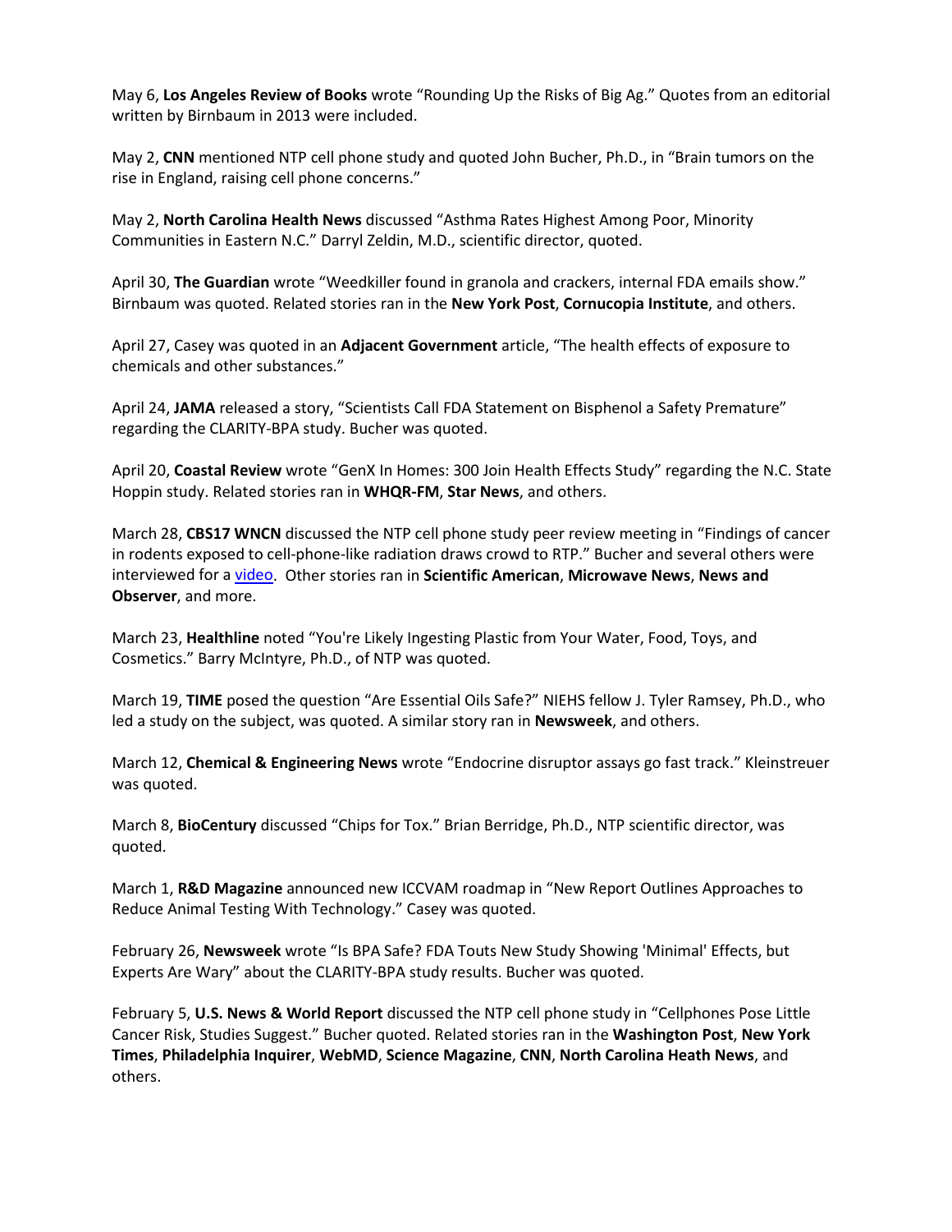May 6, **Los Angeles Review of Books** wrote "Rounding Up the Risks of Big Ag." Quotes from an editorial written by Birnbaum in 2013 were included.

May 2, **CNN** mentioned NTP cell phone study and quoted John Bucher, Ph.D., in "Brain tumors on the rise in England, raising cell phone concerns."

May 2, **North Carolina Health News** discussed "Asthma Rates Highest Among Poor, Minority Communities in Eastern N.C." Darryl Zeldin, M.D., scientific director, quoted.

April 30, **The Guardian** wrote "Weedkiller found in granola and crackers, internal FDA emails show." Birnbaum was quoted. Related stories ran in the **New York Post**, **Cornucopia Institute**, and others.

April 27, Casey was quoted in an **Adjacent Government** article, "The health effects of exposure to chemicals and other substances."

April 24, **JAMA** released a story, "Scientists Call FDA Statement on Bisphenol a Safety Premature" regarding the CLARITY-BPA study. Bucher was quoted.

April 20, **Coastal Review** wrote "GenX In Homes: 300 Join Health Effects Study" regarding the N.C. State Hoppin study. Related stories ran in **WHQR-FM**, **Star News**, and others.

March 28, **CBS17 WNCN** discussed the NTP cell phone study peer review meeting in "Findings of cancer in rodents exposed to cell-phone-like radiation draws crowd to RTP." Bucher and several others were interviewed for a video. Other stories ran in **Scientific American**, **Microwave News**, **News and Observer**, and more.

March 23, **Healthline** noted "You're Likely Ingesting Plastic from Your Water, Food, Toys, and Cosmetics." Barry McIntyre, Ph.D., of NTP was quoted.

March 19, **TIME** posed the question "Are Essential Oils Safe?" NIEHS fellow J. Tyler Ramsey, Ph.D., who led a study on the subject, was quoted. A similar story ran in **Newsweek**, and others.

March 12, **Chemical & Engineering News** wrote "Endocrine disruptor assays go fast track." Kleinstreuer was quoted.

March 8, **BioCentury** discussed "Chips for Tox." Brian Berridge, Ph.D., NTP scientific director, was quoted.

March 1, **R&D Magazine** announced new ICCVAM roadmap in "New Report Outlines Approaches to Reduce Animal Testing With Technology." Casey was quoted.

February 26, **Newsweek** wrote "Is BPA Safe? FDA Touts New Study Showing 'Minimal' Effects, but Experts Are Wary" about the CLARITY-BPA study results. Bucher was quoted.

February 5, **U.S. News & World Report** discussed the NTP cell phone study in "Cellphones Pose Little Cancer Risk, Studies Suggest." Bucher quoted. Related stories ran in the **Washington Post**, **New York Times**, **Philadelphia Inquirer**, **WebMD**, **Science Magazine**, **CNN**, **North Carolina Heath News**, and others.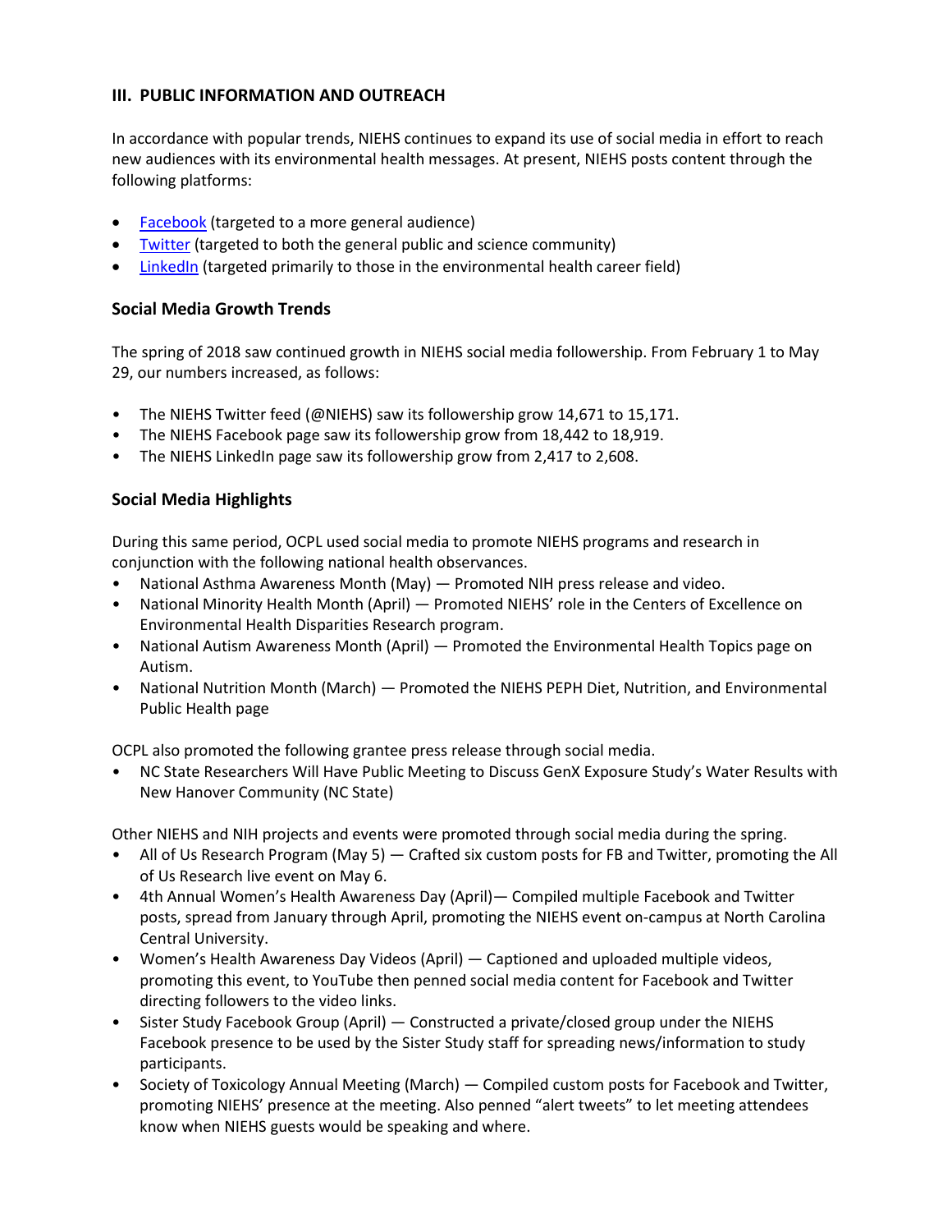## III. PUBLIC INFORMATION AND OUTREACH

In accordance with popular trends, NIEHS continues to expand its use of social media in effort to reach new audiences with its environmental health messages. At present, NIEHS posts content through the following platforms:

- Facebook (targeted to a more general audience)
- Twitter (targeted to both the general public and science community)
- LinkedIn (targeted primarily to those in the environmental health career field)

### Social Media Growth Trends

The spring of 2018 saw continued growth in NIEHS social media followership. From February 1 to May 29, our numbers increased, as follows:

- The NIEHS Twitter feed (@NIEHS) saw its followership grow 14,671 to 15,171.
- The NIEHS Facebook page saw its followership grow from 18,442 to 18,919.
- The NIEHS LinkedIn page saw its followership grow from 2,417 to 2,608.

### Social Media Highlights

During this same period, OCPL used social media to promote NIEHS programs and research in conjunction with the following national health observances.

- National Asthma Awareness Month (May) — Promoted NIH press release and video.
- National Minority Health Month (April) — Promoted NIEHS' role in the Centers of Excellence on Environmental Health Disparities Research program.
- National Autism Awareness Month (April) — Promoted the Environmental Health Topics page on Autism.
- National Nutrition Month (March) — Promoted the NIEHS PEPH Diet, Nutrition, and Environmental Public Health page

OCPL also promoted the following grantee press release through social media.

- NC State Researchers Will Have Public Meeting to Discuss GenX Exposure Study's Water Results with New Hanover Community (NC State)

Other NIEHS and NIH projects and events were promoted through social media during the spring.

- All of Us Research Program (May 5) — Crafted six custom posts for FB and Twitter, promoting the All of Us Research live event on May 6.
- 4th Annual Women's Health Awareness Day (April)— Compiled multiple Facebook and Twitter posts, spread from January through April, promoting the NIEHS event on-campus at North Carolina Central University.
- Women's Health Awareness Day Videos (April) — Captioned and uploaded multiple videos, promoting this event, to YouTube then penned social media content for Facebook and Twitter directing followers to the video links.
- Sister Study Facebook Group (April) — Constructed a private/closed group under the NIEHS Facebook presence to be used by the Sister Study staff for spreading news/information to study participants.
- Society of Toxicology Annual Meeting (March) — Compiled custom posts for Facebook and Twitter, promoting NIEHS' presence at the meeting. Also penned "alert tweets" to let meeting attendees know when NIEHS guests would be speaking and where.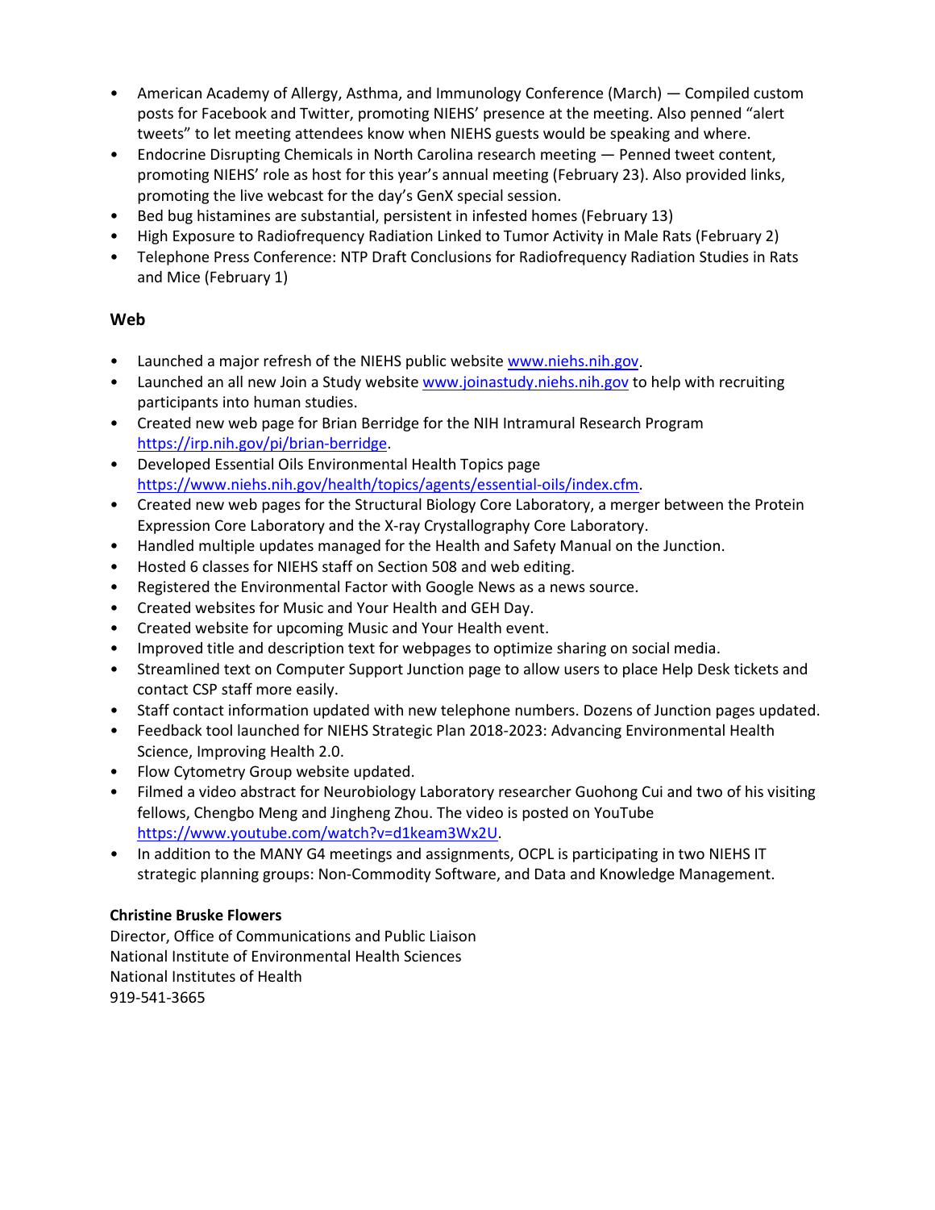- American Academy of Allergy, Asthma, and Immunology Conference (March) — Compiled custom posts for Facebook and Twitter, promoting NIEHS' presence at the meeting. Also penned "alert tweets" to let meeting attendees know when NIEHS guests would be speaking and where.
- Endocrine Disrupting Chemicals in North Carolina research meeting — Penned tweet content, promoting NIEHS' role as host for this year's annual meeting (February 23). Also provided links, promoting the live webcast for the day's GenX special session.
- Bed bug histamines are substantial, persistent in infested homes (February 13)
- High Exposure to Radiofrequency Radiation Linked to Tumor Activity in Male Rats (February 2)
- Telephone Press Conference: NTP Draft Conclusions for Radiofrequency Radiation Studies in Rats and Mice (February 1)

**Web**

- Launched a major refresh of the NIEHS public website www.niehs.nih.gov.
- Launched an all new Join a Study website www.joinastudy.niehs.nih.gov to help with recruiting participants into human studies.
- Created new web page for Brian Berridge for the NIH Intramural Research Program https://irp.nih.gov/pi/brian-berridge.
- Developed Essential Oils Environmental Health Topics page https://www.niehs.nih.gov/health/topics/agents/essential-oils/index.cfm.
- Created new web pages for the Structural Biology Core Laboratory, a merger between the Protein Expression Core Laboratory and the X-ray Crystallography Core Laboratory.
- Handled multiple updates managed for the Health and Safety Manual on the Junction.
- Hosted 6 classes for NIEHS staff on Section 508 and web editing.
- Registered the Environmental Factor with Google News as a news source.
- Created websites for Music and Your Health and GEH Day.
- Created website for upcoming Music and Your Health event.
- Improved title and description text for webpages to optimize sharing on social media.
- Streamlined text on Computer Support Junction page to allow users to place Help Desk tickets and contact CSP staff more easily.
- Staff contact information updated with new telephone numbers. Dozens of Junction pages updated.
- Feedback tool launched for NIEHS Strategic Plan 2018-2023: Advancing Environmental Health Science, Improving Health 2.0.
- Flow Cytometry Group website updated.
- Filmed a video abstract for Neurobiology Laboratory researcher Guohong Cui and two of his visiting fellows, Chengbo Meng and Jingheng Zhou. The video is posted on YouTube https://www.youtube.com/watch?v=d1keam3Wx2U.
- In addition to the MANY G4 meetings and assignments, OCPL is participating in two NIEHS IT strategic planning groups: Non-Commodity Software, and Data and Knowledge Management.

**Christine Bruske Flowers**
Director, Office of Communications and Public Liaison
National Institute of Environmental Health Sciences
National Institutes of Health
919-541-3665